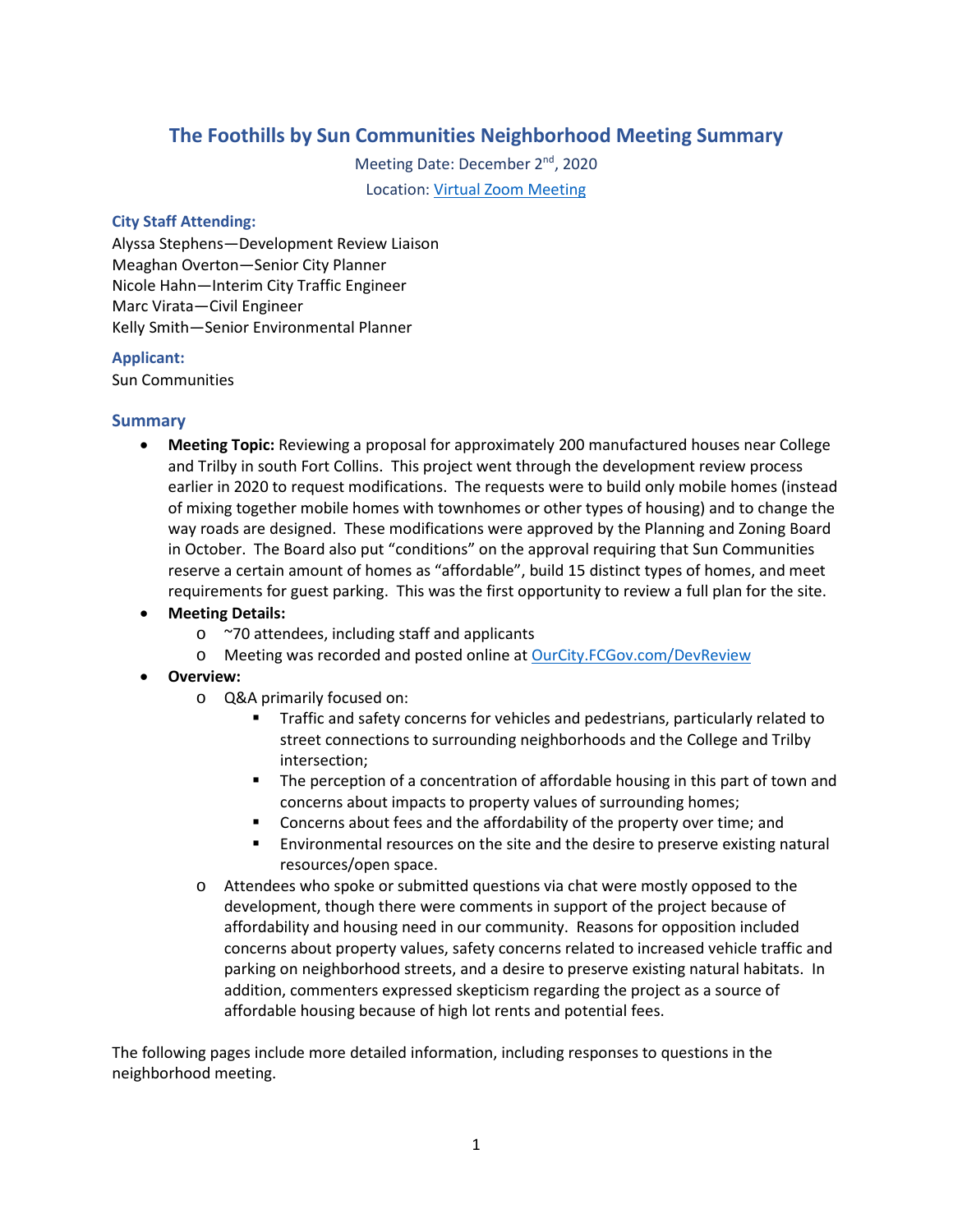# The Foothills by Sun Communities Neighborhood Meeting Summary

Meeting Date: December 2nd, 2020

Location: Virtual Zoom Meeting

### City Staff Attending:

Alyssa Stephens—Development Review Liaison
Meaghan Overton—Senior City Planner
Nicole Hahn—Interim City Traffic Engineer
Marc Virata—Civil Engineer
Kelly Smith—Senior Environmental Planner

### Applicant:

Sun Communities

## Summary

- **Meeting Topic:** Reviewing a proposal for approximately 200 manufactured houses near College and Trilby in south Fort Collins. This project went through the development review process earlier in 2020 to request modifications. The requests were to build only mobile homes (instead of mixing together mobile homes with townhomes or other types of housing) and to change the way roads are designed. These modifications were approved by the Planning and Zoning Board in October. The Board also put "conditions" on the approval requiring that Sun Communities reserve a certain amount of homes as "affordable", build 15 distinct types of homes, and meet requirements for guest parking. This was the first opportunity to review a full plan for the site.
- **Meeting Details:**
  - ~70 attendees, including staff and applicants
  - Meeting was recorded and posted online at OurCity.FCGov.com/DevReview
- **Overview:**
  - Q&A primarily focused on:
    - Traffic and safety concerns for vehicles and pedestrians, particularly related to street connections to surrounding neighborhoods and the College and Trilby intersection;
    - The perception of a concentration of affordable housing in this part of town and concerns about impacts to property values of surrounding homes;
    - Concerns about fees and the affordability of the property over time; and
    - Environmental resources on the site and the desire to preserve existing natural resources/open space.
  - Attendees who spoke or submitted questions via chat were mostly opposed to the development, though there were comments in support of the project because of affordability and housing need in our community. Reasons for opposition included concerns about property values, safety concerns related to increased vehicle traffic and parking on neighborhood streets, and a desire to preserve existing natural habitats. In addition, commenters expressed skepticism regarding the project as a source of affordable housing because of high lot rents and potential fees.

The following pages include more detailed information, including responses to questions in the neighborhood meeting.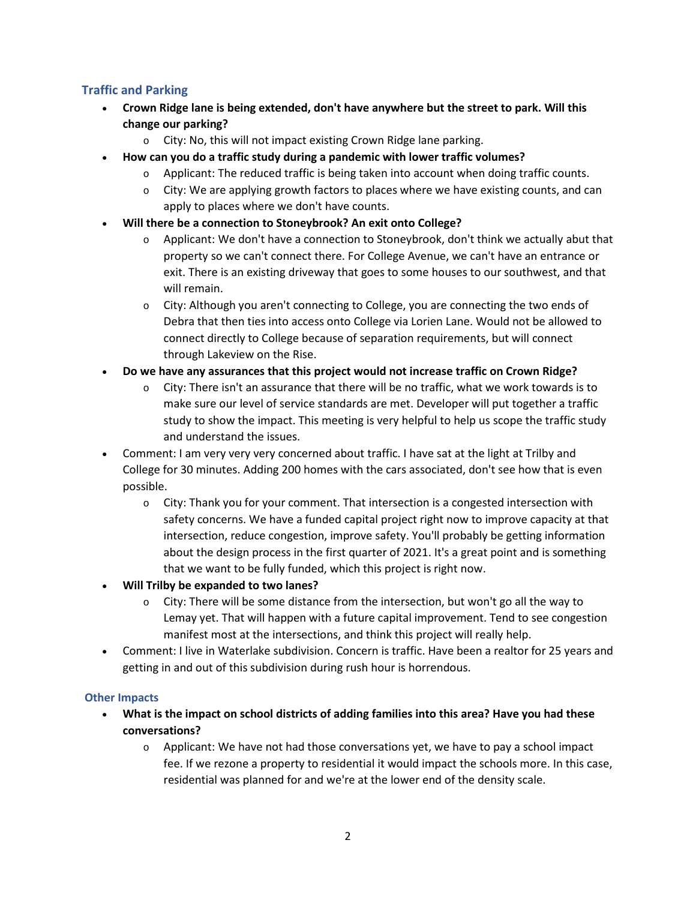## Traffic and Parking

- **Crown Ridge lane is being extended, don't have anywhere but the street to park. Will this change our parking?**
  - City: No, this will not impact existing Crown Ridge lane parking.
- **How can you do a traffic study during a pandemic with lower traffic volumes?**
  - Applicant: The reduced traffic is being taken into account when doing traffic counts.
  - City: We are applying growth factors to places where we have existing counts, and can apply to places where we don't have counts.
- **Will there be a connection to Stoneybrook? An exit onto College?**
  - Applicant: We don't have a connection to Stoneybrook, don't think we actually abut that property so we can't connect there. For College Avenue, we can't have an entrance or exit. There is an existing driveway that goes to some houses to our southwest, and that will remain.
  - City: Although you aren't connecting to College, you are connecting the two ends of Debra that then ties into access onto College via Lorien Lane. Would not be allowed to connect directly to College because of separation requirements, but will connect through Lakeview on the Rise.
- **Do we have any assurances that this project would not increase traffic on Crown Ridge?**
  - City: There isn't an assurance that there will be no traffic, what we work towards is to make sure our level of service standards are met. Developer will put together a traffic study to show the impact. This meeting is very helpful to help us scope the traffic study and understand the issues.
- Comment: I am very very very concerned about traffic. I have sat at the light at Trilby and College for 30 minutes. Adding 200 homes with the cars associated, don't see how that is even possible.
  - City: Thank you for your comment. That intersection is a congested intersection with safety concerns. We have a funded capital project right now to improve capacity at that intersection, reduce congestion, improve safety. You'll probably be getting information about the design process in the first quarter of 2021. It's a great point and is something that we want to be fully funded, which this project is right now.
- **Will Trilby be expanded to two lanes?**
  - City: There will be some distance from the intersection, but won't go all the way to Lemay yet. That will happen with a future capital improvement. Tend to see congestion manifest most at the intersections, and think this project will really help.
- Comment: I live in Waterlake subdivision. Concern is traffic. Have been a realtor for 25 years and getting in and out of this subdivision during rush hour is horrendous.

## Other Impacts

- **What is the impact on school districts of adding families into this area? Have you had these conversations?**
  - Applicant: We have not had those conversations yet, we have to pay a school impact fee. If we rezone a property to residential it would impact the schools more. In this case, residential was planned for and we're at the lower end of the density scale.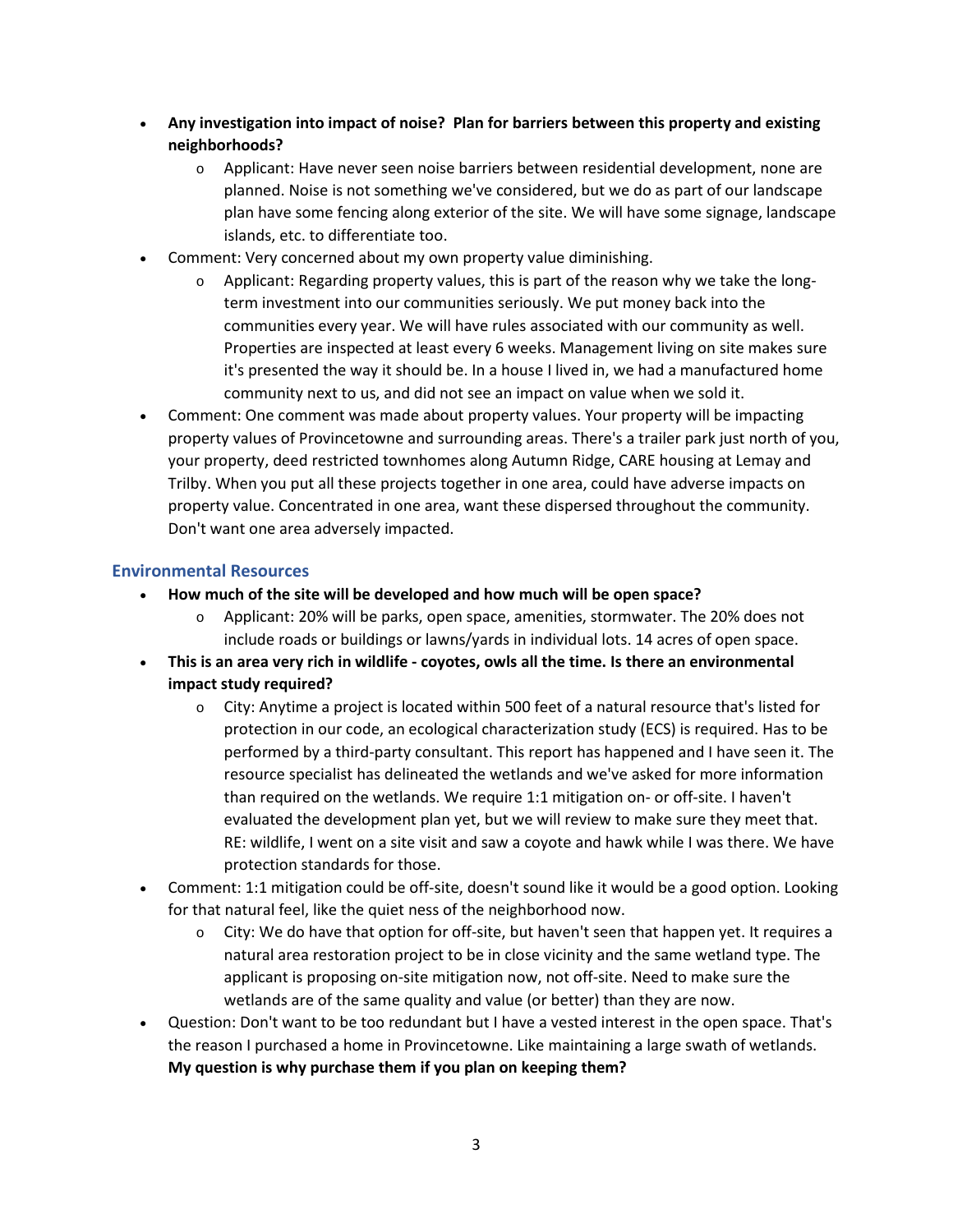- **Any investigation into impact of noise? Plan for barriers between this property and existing neighborhoods?**
    - Applicant: Have never seen noise barriers between residential development, none are planned. Noise is not something we've considered, but we do as part of our landscape plan have some fencing along exterior of the site. We will have some signage, landscape islands, etc. to differentiate too.
- Comment: Very concerned about my own property value diminishing.
    - Applicant: Regarding property values, this is part of the reason why we take the long-term investment into our communities seriously. We put money back into the communities every year. We will have rules associated with our community as well. Properties are inspected at least every 6 weeks. Management living on site makes sure it's presented the way it should be. In a house I lived in, we had a manufactured home community next to us, and did not see an impact on value when we sold it.
- Comment: One comment was made about property values. Your property will be impacting property values of Provincetowne and surrounding areas. There's a trailer park just north of you, your property, deed restricted townhomes along Autumn Ridge, CARE housing at Lemay and Trilby. When you put all these projects together in one area, could have adverse impacts on property value. Concentrated in one area, want these dispersed throughout the community. Don't want one area adversely impacted.

## Environmental Resources

- **How much of the site will be developed and how much will be open space?**
    - Applicant: 20% will be parks, open space, amenities, stormwater. The 20% does not include roads or buildings or lawns/yards in individual lots. 14 acres of open space.
- **This is an area very rich in wildlife - coyotes, owls all the time. Is there an environmental impact study required?**
    - City: Anytime a project is located within 500 feet of a natural resource that's listed for protection in our code, an ecological characterization study (ECS) is required. Has to be performed by a third-party consultant. This report has happened and I have seen it. The resource specialist has delineated the wetlands and we've asked for more information than required on the wetlands. We require 1:1 mitigation on- or off-site. I haven't evaluated the development plan yet, but we will review to make sure they meet that. RE: wildlife, I went on a site visit and saw a coyote and hawk while I was there. We have protection standards for those.
- Comment: 1:1 mitigation could be off-site, doesn't sound like it would be a good option. Looking for that natural feel, like the quiet ness of the neighborhood now.
    - City: We do have that option for off-site, but haven't seen that happen yet. It requires a natural area restoration project to be in close vicinity and the same wetland type. The applicant is proposing on-site mitigation now, not off-site. Need to make sure the wetlands are of the same quality and value (or better) than they are now.
- Question: Don't want to be too redundant but I have a vested interest in the open space. That's the reason I purchased a home in Provincetowne. Like maintaining a large swath of wetlands. **My question is why purchase them if you plan on keeping them?**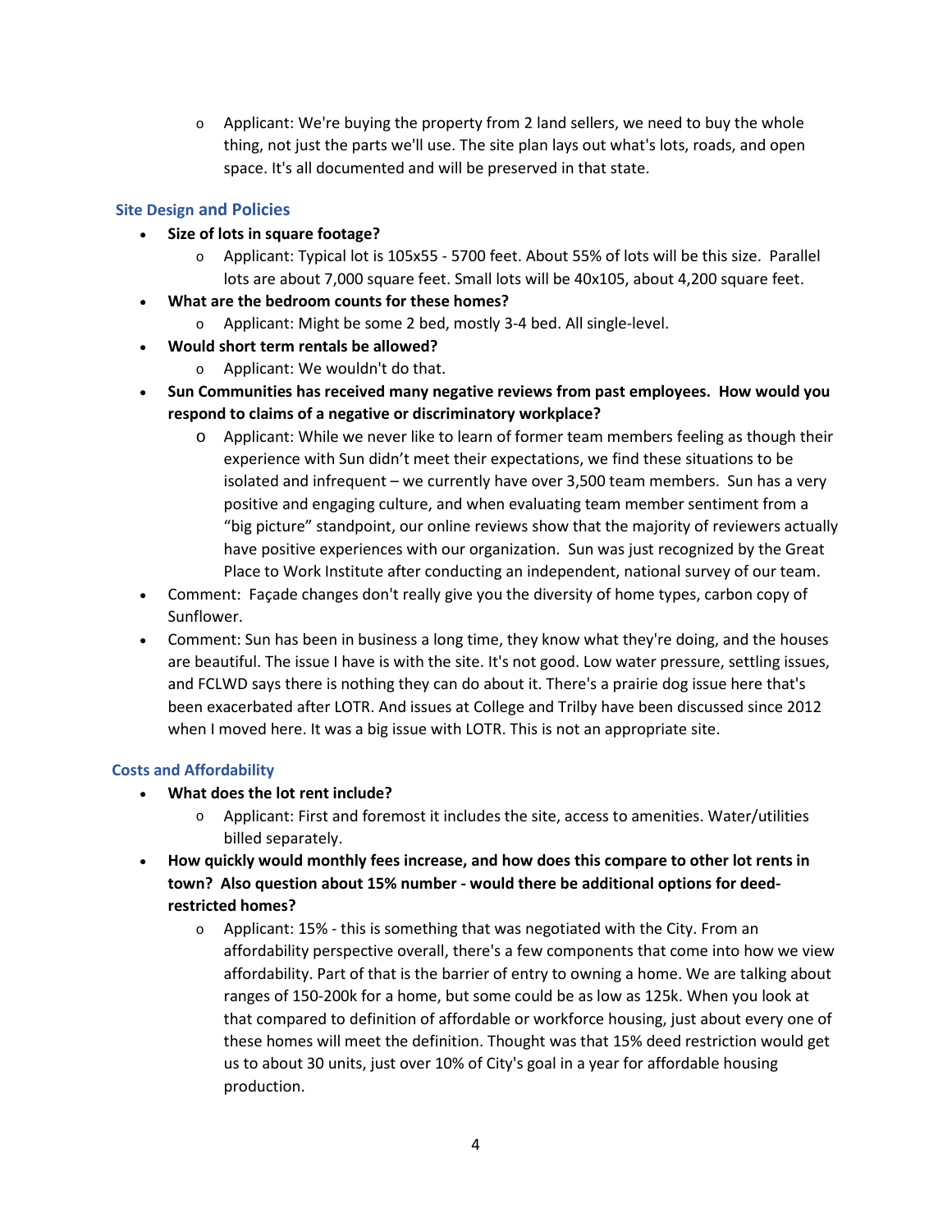- Applicant: We're buying the property from 2 land sellers, we need to buy the whole thing, not just the parts we'll use. The site plan lays out what's lots, roads, and open space. It's all documented and will be preserved in that state.

### Site Design and Policies

- **Size of lots in square footage?**
  - Applicant: Typical lot is 105x55 - 5700 feet. About 55% of lots will be this size. Parallel lots are about 7,000 square feet. Small lots will be 40x105, about 4,200 square feet.
- **What are the bedroom counts for these homes?**
  - Applicant: Might be some 2 bed, mostly 3-4 bed. All single-level.
- **Would short term rentals be allowed?**
  - Applicant: We wouldn't do that.
- **Sun Communities has received many negative reviews from past employees. How would you respond to claims of a negative or discriminatory workplace?**
  - Applicant: While we never like to learn of former team members feeling as though their experience with Sun didn't meet their expectations, we find these situations to be isolated and infrequent – we currently have over 3,500 team members. Sun has a very positive and engaging culture, and when evaluating team member sentiment from a "big picture" standpoint, our online reviews show that the majority of reviewers actually have positive experiences with our organization. Sun was just recognized by the Great Place to Work Institute after conducting an independent, national survey of our team.
- Comment: Façade changes don't really give you the diversity of home types, carbon copy of Sunflower.
- Comment: Sun has been in business a long time, they know what they're doing, and the houses are beautiful. The issue I have is with the site. It's not good. Low water pressure, settling issues, and FCLWD says there is nothing they can do about it. There's a prairie dog issue here that's been exacerbated after LOTR. And issues at College and Trilby have been discussed since 2012 when I moved here. It was a big issue with LOTR. This is not an appropriate site.

### Costs and Affordability

- **What does the lot rent include?**
  - Applicant: First and foremost it includes the site, access to amenities. Water/utilities billed separately.
- **How quickly would monthly fees increase, and how does this compare to other lot rents in town? Also question about 15% number - would there be additional options for deed-restricted homes?**
  - Applicant: 15% - this is something that was negotiated with the City. From an affordability perspective overall, there's a few components that come into how we view affordability. Part of that is the barrier of entry to owning a home. We are talking about ranges of 150-200k for a home, but some could be as low as 125k. When you look at that compared to definition of affordable or workforce housing, just about every one of these homes will meet the definition. Thought was that 15% deed restriction would get us to about 30 units, just over 10% of City's goal in a year for affordable housing production.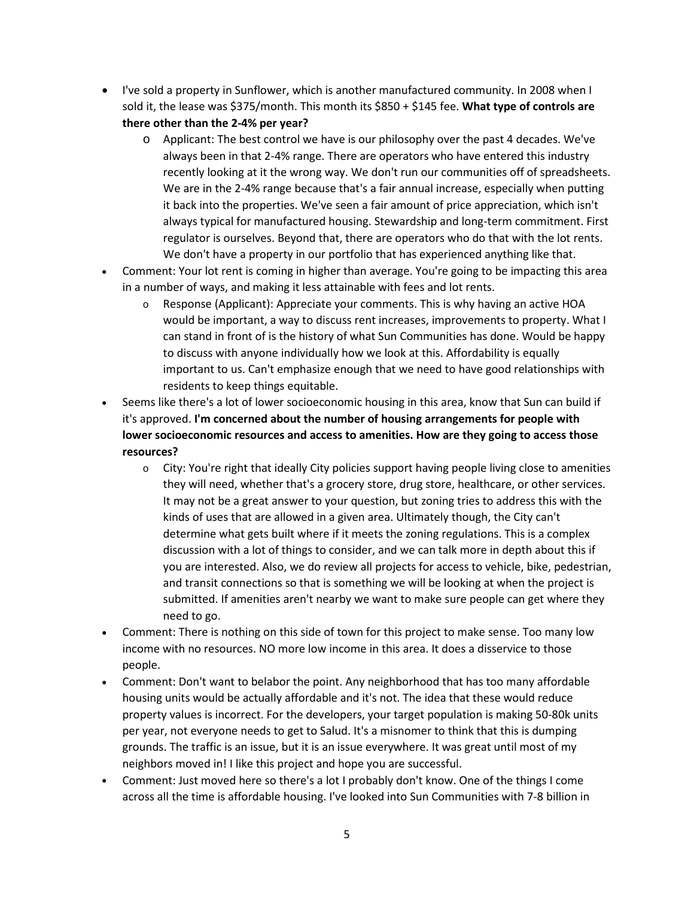- I've sold a property in Sunflower, which is another manufactured community. In 2008 when I sold it, the lease was $375/month. This month its $850 + $145 fee. **What type of controls are there other than the 2-4% per year?**
  - Applicant: The best control we have is our philosophy over the past 4 decades. We've always been in that 2-4% range. There are operators who have entered this industry recently looking at it the wrong way. We don't run our communities off of spreadsheets. We are in the 2-4% range because that's a fair annual increase, especially when putting it back into the properties. We've seen a fair amount of price appreciation, which isn't always typical for manufactured housing. Stewardship and long-term commitment. First regulator is ourselves. Beyond that, there are operators who do that with the lot rents. We don't have a property in our portfolio that has experienced anything like that.
- Comment: Your lot rent is coming in higher than average. You're going to be impacting this area in a number of ways, and making it less attainable with fees and lot rents.
  - Response (Applicant): Appreciate your comments. This is why having an active HOA would be important, a way to discuss rent increases, improvements to property. What I can stand in front of is the history of what Sun Communities has done. Would be happy to discuss with anyone individually how we look at this. Affordability is equally important to us. Can't emphasize enough that we need to have good relationships with residents to keep things equitable.
- Seems like there's a lot of lower socioeconomic housing in this area, know that Sun can build if it's approved. **I'm concerned about the number of housing arrangements for people with lower socioeconomic resources and access to amenities. How are they going to access those resources?**
  - City: You're right that ideally City policies support having people living close to amenities they will need, whether that's a grocery store, drug store, healthcare, or other services. It may not be a great answer to your question, but zoning tries to address this with the kinds of uses that are allowed in a given area. Ultimately though, the City can't determine what gets built where if it meets the zoning regulations. This is a complex discussion with a lot of things to consider, and we can talk more in depth about this if you are interested. Also, we do review all projects for access to vehicle, bike, pedestrian, and transit connections so that is something we will be looking at when the project is submitted. If amenities aren't nearby we want to make sure people can get where they need to go.
- Comment: There is nothing on this side of town for this project to make sense. Too many low income with no resources. NO more low income in this area. It does a disservice to those people.
- Comment: Don't want to belabor the point. Any neighborhood that has too many affordable housing units would be actually affordable and it's not. The idea that these would reduce property values is incorrect. For the developers, your target population is making 50-80k units per year, not everyone needs to get to Salud. It's a misnomer to think that this is dumping grounds. The traffic is an issue, but it is an issue everywhere. It was great until most of my neighbors moved in! I like this project and hope you are successful.
- Comment: Just moved here so there's a lot I probably don't know. One of the things I come across all the time is affordable housing. I've looked into Sun Communities with 7-8 billion in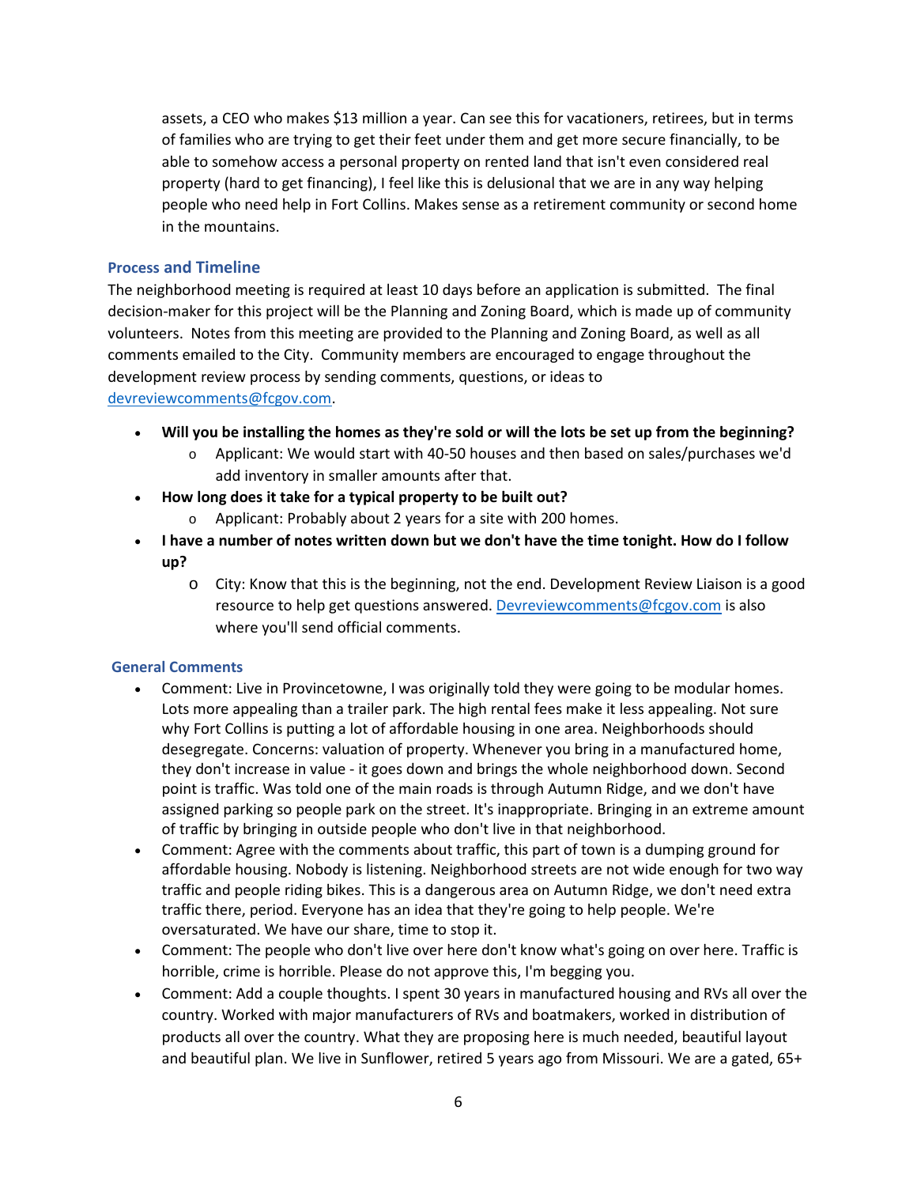assets, a CEO who makes $13 million a year. Can see this for vacationers, retirees, but in terms of families who are trying to get their feet under them and get more secure financially, to be able to somehow access a personal property on rented land that isn't even considered real property (hard to get financing), I feel like this is delusional that we are in any way helping people who need help in Fort Collins. Makes sense as a retirement community or second home in the mountains.

### Process and Timeline

The neighborhood meeting is required at least 10 days before an application is submitted. The final decision-maker for this project will be the Planning and Zoning Board, which is made up of community volunteers. Notes from this meeting are provided to the Planning and Zoning Board, as well as all comments emailed to the City. Community members are encouraged to engage throughout the development review process by sending comments, questions, or ideas to devreviewcomments@fcgov.com.

- **Will you be installing the homes as they're sold or will the lots be set up from the beginning?**
  - Applicant: We would start with 40-50 houses and then based on sales/purchases we'd add inventory in smaller amounts after that.
- **How long does it take for a typical property to be built out?**
  - Applicant: Probably about 2 years for a site with 200 homes.
- **I have a number of notes written down but we don't have the time tonight. How do I follow up?**
  - City: Know that this is the beginning, not the end. Development Review Liaison is a good resource to help get questions answered. Devreviewcomments@fcgov.com is also where you'll send official comments.

### General Comments

- Comment: Live in Provincetowne, I was originally told they were going to be modular homes. Lots more appealing than a trailer park. The high rental fees make it less appealing. Not sure why Fort Collins is putting a lot of affordable housing in one area. Neighborhoods should desegregate. Concerns: valuation of property. Whenever you bring in a manufactured home, they don't increase in value - it goes down and brings the whole neighborhood down. Second point is traffic. Was told one of the main roads is through Autumn Ridge, and we don't have assigned parking so people park on the street. It's inappropriate. Bringing in an extreme amount of traffic by bringing in outside people who don't live in that neighborhood.
- Comment: Agree with the comments about traffic, this part of town is a dumping ground for affordable housing. Nobody is listening. Neighborhood streets are not wide enough for two way traffic and people riding bikes. This is a dangerous area on Autumn Ridge, we don't need extra traffic there, period. Everyone has an idea that they're going to help people. We're oversaturated. We have our share, time to stop it.
- Comment: The people who don't live over here don't know what's going on over here. Traffic is horrible, crime is horrible. Please do not approve this, I'm begging you.
- Comment: Add a couple thoughts. I spent 30 years in manufactured housing and RVs all over the country. Worked with major manufacturers of RVs and boatmakers, worked in distribution of products all over the country. What they are proposing here is much needed, beautiful layout and beautiful plan. We live in Sunflower, retired 5 years ago from Missouri. We are a gated, 65+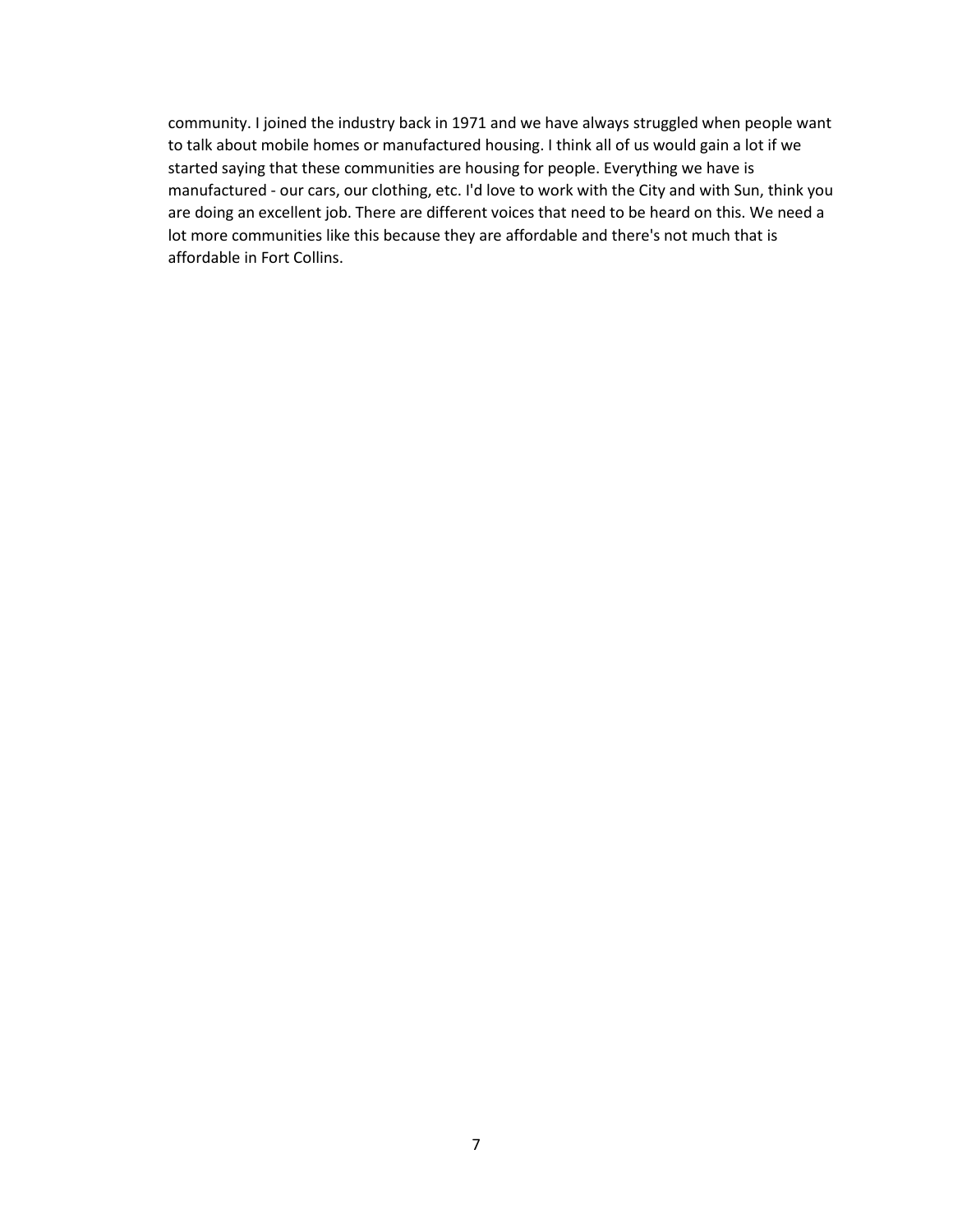community. I joined the industry back in 1971 and we have always struggled when people want to talk about mobile homes or manufactured housing. I think all of us would gain a lot if we started saying that these communities are housing for people. Everything we have is manufactured - our cars, our clothing, etc. I'd love to work with the City and with Sun, think you are doing an excellent job. There are different voices that need to be heard on this. We need a lot more communities like this because they are affordable and there's not much that is affordable in Fort Collins.